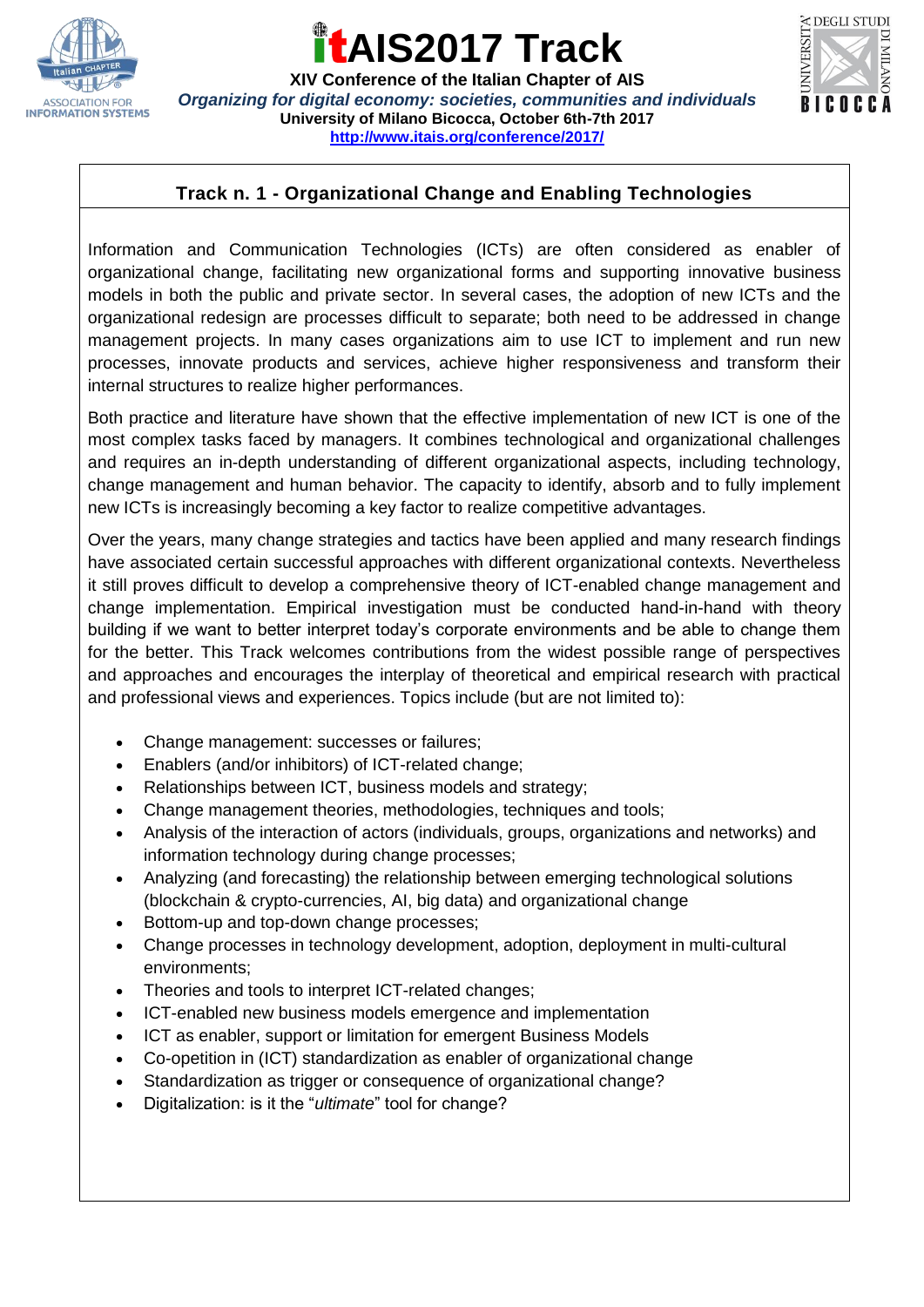# itAIS2017 Track

**XIV Conference of the Italian Chapter of AIS**

***Organizing for digital economy: societies, communities and individuals***

**University of Milano Bicocca, October 6th-7th 2017**

**http://www.itais.org/conference/2017/**

## Track n. 1 - Organizational Change and Enabling Technologies

Information and Communication Technologies (ICTs) are often considered as enabler of organizational change, facilitating new organizational forms and supporting innovative business models in both the public and private sector. In several cases, the adoption of new ICTs and the organizational redesign are processes difficult to separate; both need to be addressed in change management projects. In many cases organizations aim to use ICT to implement and run new processes, innovate products and services, achieve higher responsiveness and transform their internal structures to realize higher performances.

Both practice and literature have shown that the effective implementation of new ICT is one of the most complex tasks faced by managers. It combines technological and organizational challenges and requires an in-depth understanding of different organizational aspects, including technology, change management and human behavior. The capacity to identify, absorb and to fully implement new ICTs is increasingly becoming a key factor to realize competitive advantages.

Over the years, many change strategies and tactics have been applied and many research findings have associated certain successful approaches with different organizational contexts. Nevertheless it still proves difficult to develop a comprehensive theory of ICT-enabled change management and change implementation. Empirical investigation must be conducted hand-in-hand with theory building if we want to better interpret today's corporate environments and be able to change them for the better. This Track welcomes contributions from the widest possible range of perspectives and approaches and encourages the interplay of theoretical and empirical research with practical and professional views and experiences. Topics include (but are not limited to):

- Change management: successes or failures;
- Enablers (and/or inhibitors) of ICT-related change;
- Relationships between ICT, business models and strategy;
- Change management theories, methodologies, techniques and tools;
- Analysis of the interaction of actors (individuals, groups, organizations and networks) and information technology during change processes;
- Analyzing (and forecasting) the relationship between emerging technological solutions (blockchain & crypto-currencies, AI, big data) and organizational change
- Bottom-up and top-down change processes;
- Change processes in technology development, adoption, deployment in multi-cultural environments;
- Theories and tools to interpret ICT-related changes;
- ICT-enabled new business models emergence and implementation
- ICT as enabler, support or limitation for emergent Business Models
- Co-opetition in (ICT) standardization as enabler of organizational change
- Standardization as trigger or consequence of organizational change?
- Digitalization: is it the "*ultimate*" tool for change?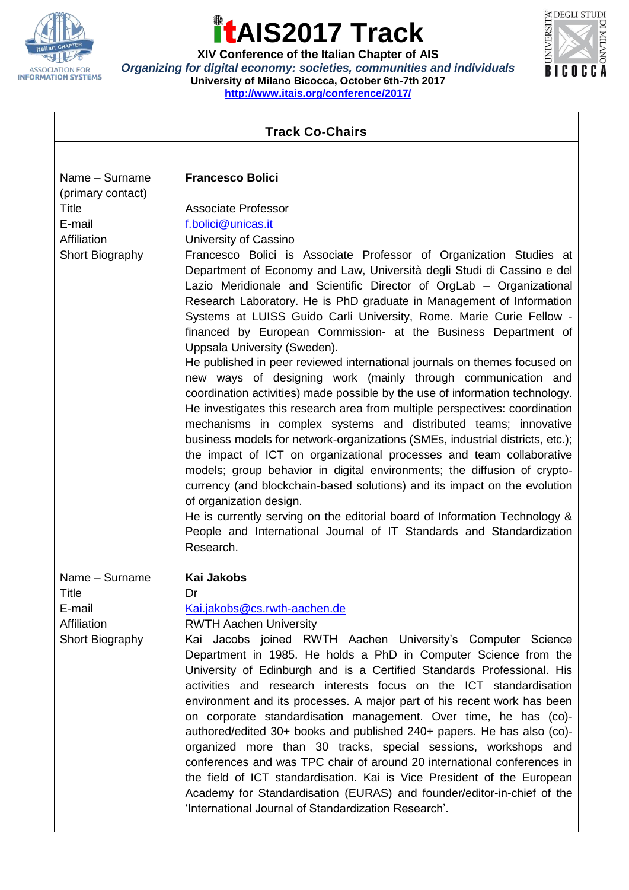# itAIS2017 Track

**XIV Conference of the Italian Chapter of AIS**

***Organizing for digital economy: societies, communities and individuals***

**University of Milano Bicocca, October 6th-7th 2017**

**http://www.itais.org/conference/2017/**

## Track Co-Chairs

| | |
|---|---|
| Name – Surname (primary contact) | **Francesco Bolici** |
| Title | Associate Professor |
| E-mail | f.bolici@unicas.it |
| Affiliation | University of Cassino |
| Short Biography | Francesco Bolici is Associate Professor of Organization Studies at Department of Economy and Law, Università degli Studi di Cassino e del Lazio Meridionale and Scientific Director of OrgLab – Organizational Research Laboratory. He is PhD graduate in Management of Information Systems at LUISS Guido Carli University, Rome. Marie Curie Fellow - financed by European Commission- at the Business Department of Uppsala University (Sweden). He published in peer reviewed international journals on themes focused on new ways of designing work (mainly through communication and coordination activities) made possible by the use of information technology. He investigates this research area from multiple perspectives: coordination mechanisms in complex systems and distributed teams; innovative business models for network-organizations (SMEs, industrial districts, etc.); the impact of ICT on organizational processes and team collaborative models; group behavior in digital environments; the diffusion of crypto-currency (and blockchain-based solutions) and its impact on the evolution of organization design. He is currently serving on the editorial board of Information Technology & People and International Journal of IT Standards and Standardization Research. |
| Name – Surname | **Kai Jakobs** |
| Title | Dr |
| E-mail | Kai.jakobs@cs.rwth-aachen.de |
| Affiliation | RWTH Aachen University |
| Short Biography | Kai Jacobs joined RWTH Aachen University's Computer Science Department in 1985. He holds a PhD in Computer Science from the University of Edinburgh and is a Certified Standards Professional. His activities and research interests focus on the ICT standardisation environment and its processes. A major part of his recent work has been on corporate standardisation management. Over time, he has (co)-authored/edited 30+ books and published 240+ papers. He has also (co)-organized more than 30 tracks, special sessions, workshops and conferences and was TPC chair of around 20 international conferences in the field of ICT standardisation. Kai is Vice President of the European Academy for Standardisation (EURAS) and founder/editor-in-chief of the 'International Journal of Standardization Research'. |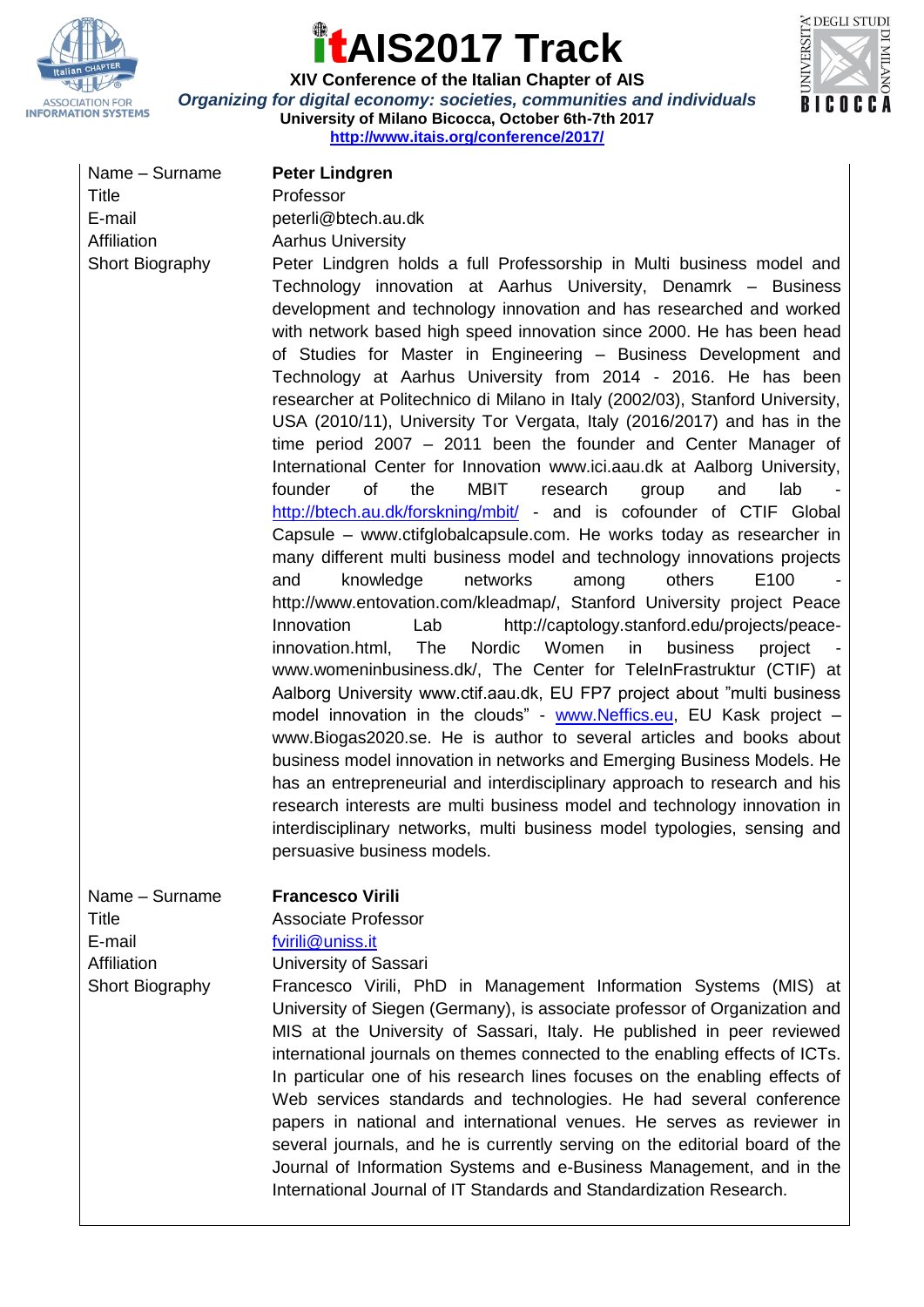| | |
|---|---|
| Name – Surname | **Peter Lindgren** |
| Title | Professor |
| E-mail | peterli@btech.au.dk |
| Affiliation | Aarhus University |
| Short Biography | Peter Lindgren holds a full Professorship in Multi business model and Technology innovation at Aarhus University, Denamrk – Business development and technology innovation and has researched and worked with network based high speed innovation since 2000. He has been head of Studies for Master in Engineering – Business Development and Technology at Aarhus University from 2014 - 2016. He has been researcher at Politechnico di Milano in Italy (2002/03), Stanford University, USA (2010/11), University Tor Vergata, Italy (2016/2017) and has in the time period 2007 – 2011 been the founder and Center Manager of International Center for Innovation www.ici.aau.dk at Aalborg University, founder of the MBIT research group and lab - http://btech.au.dk/forskning/mbit/ - and is cofounder of CTIF Global Capsule – www.ctifglobalcapsule.com. He works today as researcher in many different multi business model and technology innovations projects and knowledge networks among others E100 - http://www.entovation.com/kleadmap/, Stanford University project Peace Innovation Lab http://captology.stanford.edu/projects/peace-innovation.html, The Nordic Women in business project - www.womeninbusiness.dk/, The Center for TeleInFrastruktur (CTIF) at Aalborg University www.ctif.aau.dk, EU FP7 project about "multi business model innovation in the clouds" - www.Neffics.eu, EU Kask project – www.Biogas2020.se. He is author to several articles and books about business model innovation in networks and Emerging Business Models. He has an entrepreneurial and interdisciplinary approach to research and his research interests are multi business model and technology innovation in interdisciplinary networks, multi business model typologies, sensing and persuasive business models. |
| Name – Surname | **Francesco Virili** |
| Title | Associate Professor |
| E-mail | fvirili@uniss.it |
| Affiliation | University of Sassari |
| Short Biography | Francesco Virili, PhD in Management Information Systems (MIS) at University of Siegen (Germany), is associate professor of Organization and MIS at the University of Sassari, Italy. He published in peer reviewed international journals on themes connected to the enabling effects of ICTs. In particular one of his research lines focuses on the enabling effects of Web services standards and technologies. He had several conference papers in national and international venues. He serves as reviewer in several journals, and he is currently serving on the editorial board of the Journal of Information Systems and e-Business Management, and in the International Journal of IT Standards and Standardization Research. |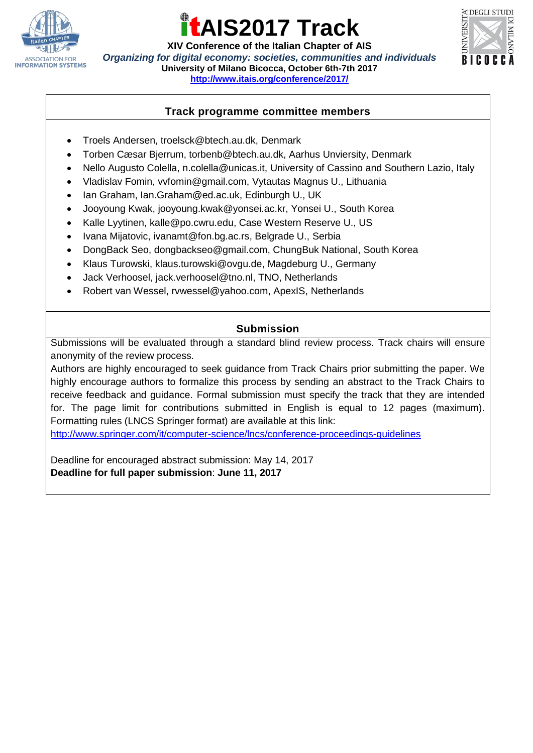# itAIS2017 Track

**XIV Conference of the Italian Chapter of AIS**

***Organizing for digital economy: societies, communities and individuals***

**University of Milano Bicocca, October 6th-7th 2017**

**http://www.itais.org/conference/2017/**

## Track programme committee members

- Troels Andersen, troelsck@btech.au.dk, Denmark
- Torben Cæsar Bjerrum, torbenb@btech.au.dk, Aarhus Unviersity, Denmark
- Nello Augusto Colella, n.colella@unicas.it, University of Cassino and Southern Lazio, Italy
- Vladislav Fomin, vvfomin@gmail.com, Vytautas Magnus U., Lithuania
- Ian Graham, Ian.Graham@ed.ac.uk, Edinburgh U., UK
- Jooyoung Kwak, jooyoung.kwak@yonsei.ac.kr, Yonsei U., South Korea
- Kalle Lyytinen, kalle@po.cwru.edu, Case Western Reserve U., US
- Ivana Mijatovic, ivanamt@fon.bg.ac.rs, Belgrade U., Serbia
- DongBack Seo, dongbackseo@gmail.com, ChungBuk National, South Korea
- Klaus Turowski, klaus.turowski@ovgu.de, Magdeburg U., Germany
- Jack Verhoosel, jack.verhoosel@tno.nl, TNO, Netherlands
- Robert van Wessel, rvwessel@yahoo.com, ApexIS, Netherlands

## Submission

Submissions will be evaluated through a standard blind review process. Track chairs will ensure anonymity of the review process.

Authors are highly encouraged to seek guidance from Track Chairs prior submitting the paper. We highly encourage authors to formalize this process by sending an abstract to the Track Chairs to receive feedback and guidance. Formal submission must specify the track that they are intended for. The page limit for contributions submitted in English is equal to 12 pages (maximum). Formatting rules (LNCS Springer format) are available at this link:

http://www.springer.com/it/computer-science/lncs/conference-proceedings-guidelines

Deadline for encouraged abstract submission: May 14, 2017

**Deadline for full paper submission**: **June 11, 2017**